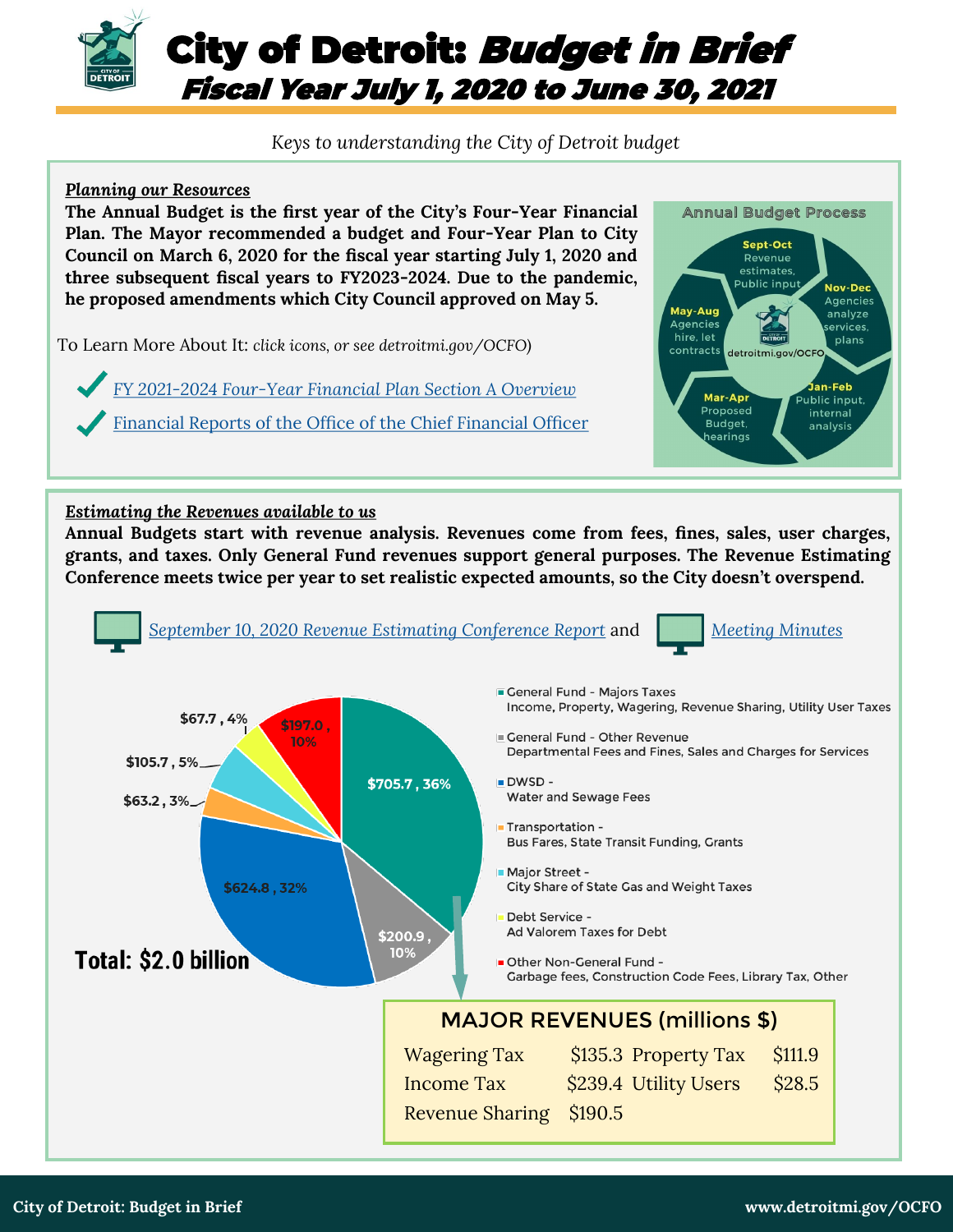# City of Detroit: *Budget in Brief*

## *Fiscal Year July 1, 2020 to June 30, 2021*

*Keys to understanding the City of Detroit budget*

***Planning our Resources***

**The Annual Budget is the first year of the City's Four-Year Financial Plan. The Mayor recommended a budget and Four-Year Plan to City Council on March 6, 2020 for the fiscal year starting July 1, 2020 and three subsequent fiscal years to FY2023-2024. Due to the pandemic, he proposed amendments which City Council approved on May 5.**

To Learn More About It: *click icons, or see detroitmi.gov/OCFO)*

- *FY 2021-2024 Four-Year Financial Plan Section A Overview*
- Financial Reports of the Office of the Chief Financial Officer

**Annual Budget Process**

- **Sept-Oct**: Revenue estimates, Public input
- **Nov-Dec**: Agencies analyze services, plans
- **Jan-Feb**: Public input, internal analysis
- **Mar-Apr**: Proposed Budget, hearings
- **May-Aug**: Agencies hire, let contracts

detroitmi.gov/OCFO

***Estimating the Revenues available to us***

**Annual Budgets start with revenue analysis. Revenues come from fees, fines, sales, user charges, grants, and taxes. Only General Fund revenues support general purposes. The Revenue Estimating Conference meets twice per year to set realistic expected amounts, so the City doesn't overspend.**

*September 10, 2020 Revenue Estimating Conference Report* and *Meeting Minutes*

| Category | Amount ($M) | Share |
|---|---|---|
| General Fund - Majors Taxes (Income, Property, Wagering, Revenue Sharing, Utility User Taxes) | $705.7 | 36% |
| General Fund - Other Revenue (Departmental Fees and Fines, Sales and Charges for Services) | $200.9 | 10% |
| DWSD - Water and Sewage Fees | $624.8 | 32% |
| Transportation - Bus Fares, State Transit Funding, Grants | $63.2 | 3% |
| Major Street - City Share of State Gas and Weight Taxes | $105.7 | 5% |
| Debt Service - Ad Valorem Taxes for Debt | $67.7 | 4% |
| Other Non-General Fund - Garbage fees, Construction Code Fees, Library Tax, Other | $197.0 | 10% |

**Total: $2.0 billion**

**MAJOR REVENUES (millions $)**

| Revenue | Amount | Revenue | Amount |
|---|---|---|---|
| Wagering Tax | $135.3 | Property Tax | $111.9 |
| Income Tax | $239.4 | Utility Users | $28.5 |
| Revenue Sharing | $190.5 | | |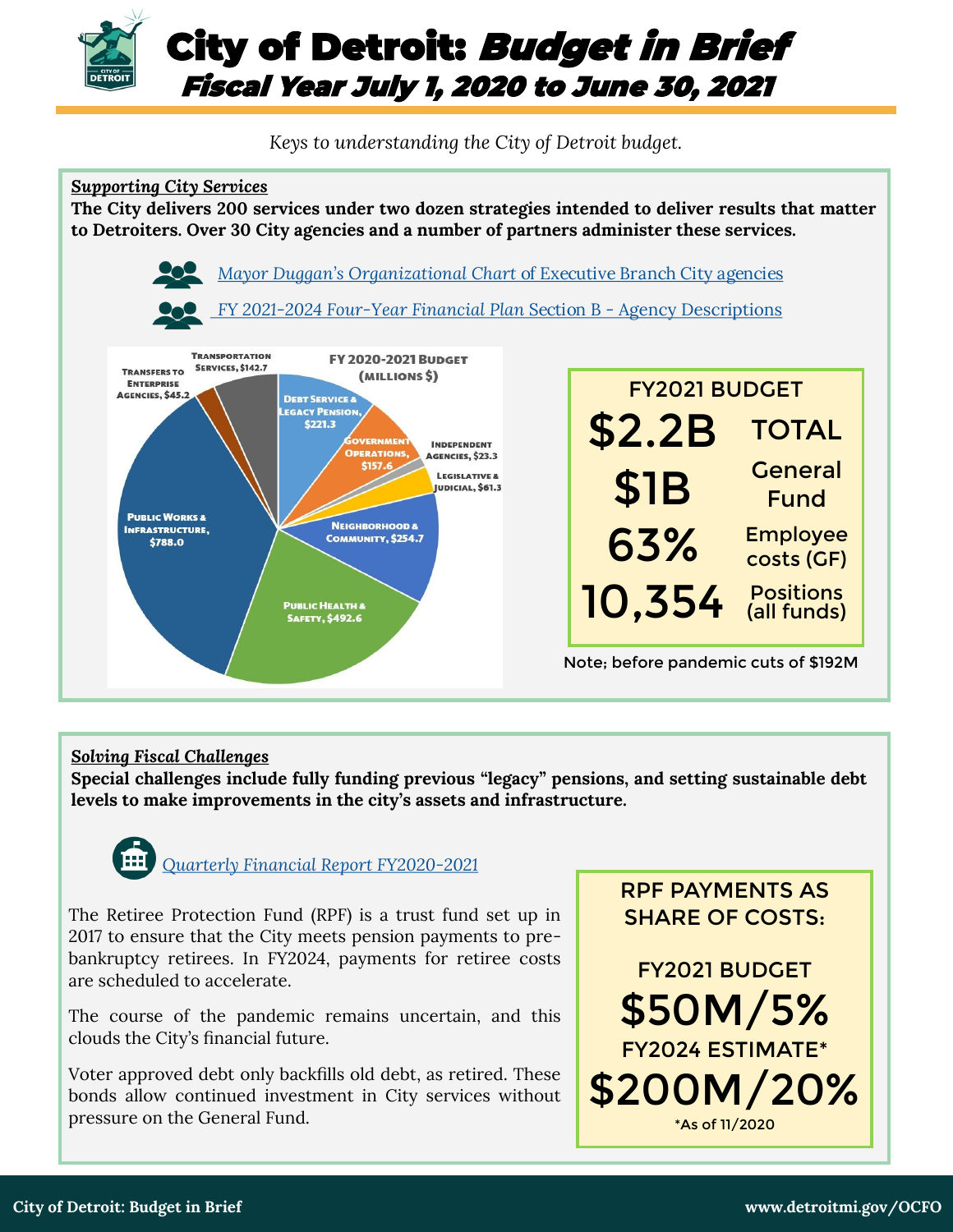# City of Detroit: *Budget in Brief*

## *Fiscal Year July 1, 2020 to June 30, 2021*

*Keys to understanding the City of Detroit budget.*

***Supporting City Services***

**The City delivers 200 services under two dozen strategies intended to deliver results that matter to Detroiters. Over 30 City agencies and a number of partners administer these services.**

*Mayor Duggan's Organizational Chart of Executive Branch City agencies*

*FY 2021-2024 Four-Year Financial Plan Section B - Agency Descriptions*

FY 2020-2021 Budget (millions $)

Debt Service & Legacy Pension, $221.3

Government Operations, $157.6

Independent Agencies, $23.3

Legislative & Judicial, $61.3

Neighborhood & Community, $254.7

Public Health & Safety, $492.6

Public Works & Infrastructure, $788.0

Transfers to Enterprise Agencies, $45.2

Transportation Services, $142.7

FY2021 BUDGET

$2.2B TOTAL

$1B General Fund

63% Employee costs (GF)

10,354 Positions (all funds)

Note; before pandemic cuts of $192M

***Solving Fiscal Challenges***

**Special challenges include fully funding previous "legacy" pensions, and setting sustainable debt levels to make improvements in the city's assets and infrastructure.**

*Quarterly Financial Report FY2020-2021*

The Retiree Protection Fund (RPF) is a trust fund set up in 2017 to ensure that the City meets pension payments to pre-bankruptcy retirees. In FY2024, payments for retiree costs are scheduled to accelerate.

The course of the pandemic remains uncertain, and this clouds the City's financial future.

Voter approved debt only backfills old debt, as retired. These bonds allow continued investment in City services without pressure on the General Fund.

RPF PAYMENTS AS SHARE OF COSTS:

FY2021 BUDGET

$50M/5%

FY2024 ESTIMATE*

$200M/20%

*As of 11/2020